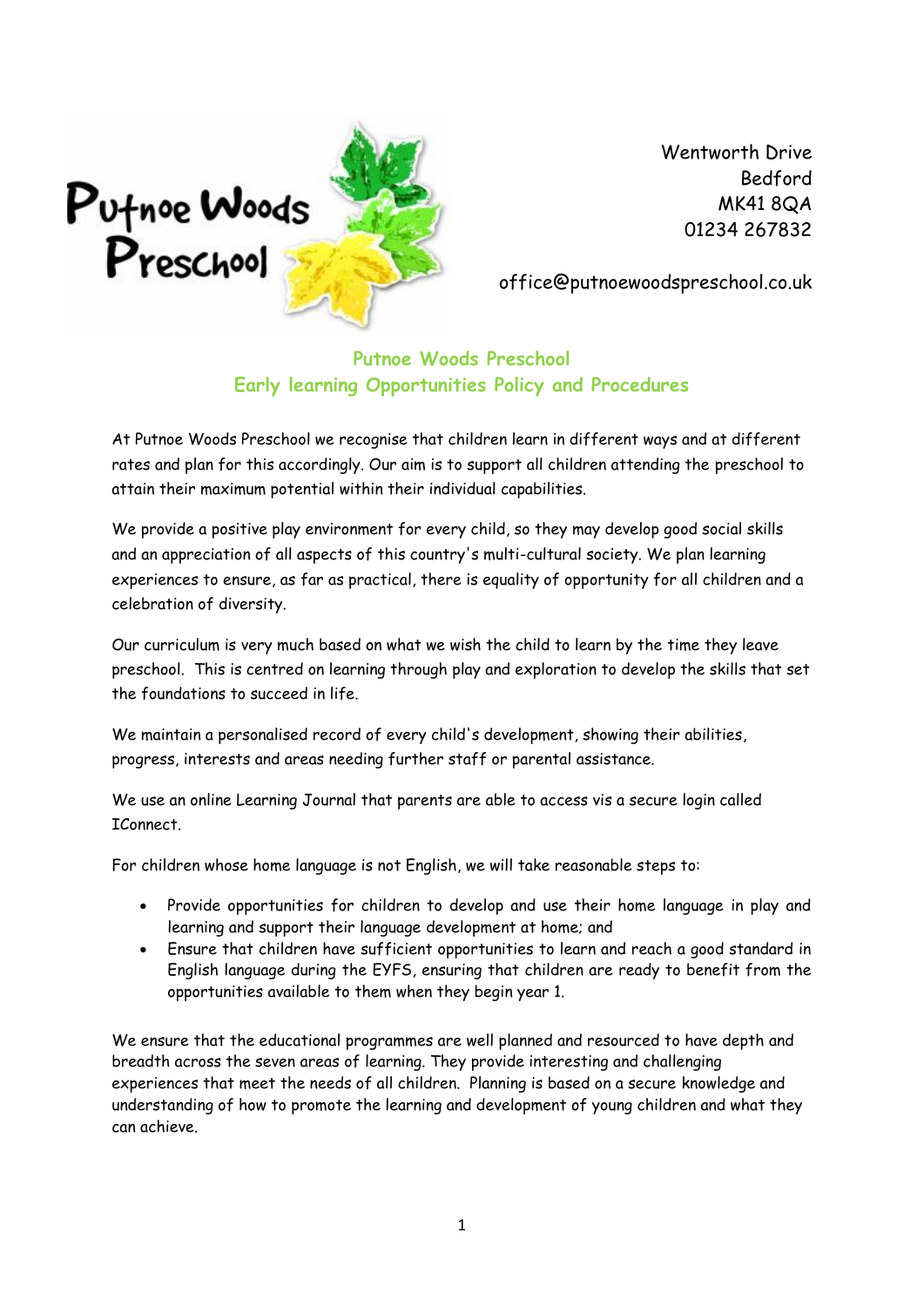Putnoe Woods Preschool

Wentworth Drive
Bedford
MK41 8QA
01234 267832

office@putnoewoodspreschool.co.uk

## Putnoe Woods Preschool
## Early learning Opportunities Policy and Procedures

At Putnoe Woods Preschool we recognise that children learn in different ways and at different rates and plan for this accordingly. Our aim is to support all children attending the preschool to attain their maximum potential within their individual capabilities.

We provide a positive play environment for every child, so they may develop good social skills and an appreciation of all aspects of this country's multi-cultural society. We plan learning experiences to ensure, as far as practical, there is equality of opportunity for all children and a celebration of diversity.

Our curriculum is very much based on what we wish the child to learn by the time they leave preschool. This is centred on learning through play and exploration to develop the skills that set the foundations to succeed in life.

We maintain a personalised record of every child's development, showing their abilities, progress, interests and areas needing further staff or parental assistance.

We use an online Learning Journal that parents are able to access vis a secure login called IConnect.

For children whose home language is not English, we will take reasonable steps to:

- Provide opportunities for children to develop and use their home language in play and learning and support their language development at home; and
- Ensure that children have sufficient opportunities to learn and reach a good standard in English language during the EYFS, ensuring that children are ready to benefit from the opportunities available to them when they begin year 1.

We ensure that the educational programmes are well planned and resourced to have depth and breadth across the seven areas of learning. They provide interesting and challenging experiences that meet the needs of all children. Planning is based on a secure knowledge and understanding of how to promote the learning and development of young children and what they can achieve.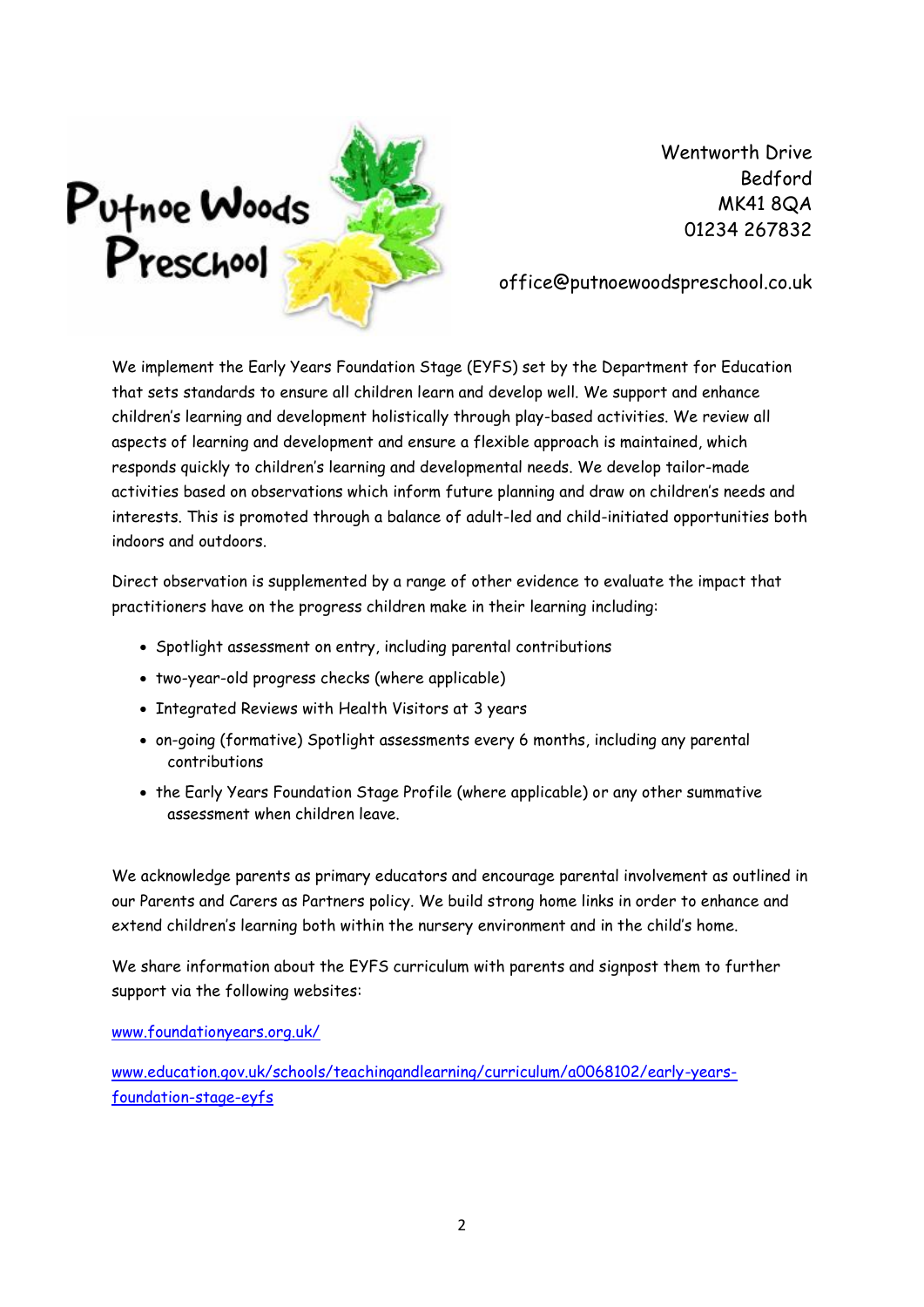Putnoe Woods Preschool

Wentworth Drive
Bedford
MK41 8QA
01234 267832

office@putnoewoodspreschool.co.uk

We implement the Early Years Foundation Stage (EYFS) set by the Department for Education that sets standards to ensure all children learn and develop well. We support and enhance children's learning and development holistically through play-based activities. We review all aspects of learning and development and ensure a flexible approach is maintained, which responds quickly to children's learning and developmental needs. We develop tailor-made activities based on observations which inform future planning and draw on children's needs and interests. This is promoted through a balance of adult-led and child-initiated opportunities both indoors and outdoors.

Direct observation is supplemented by a range of other evidence to evaluate the impact that practitioners have on the progress children make in their learning including:

- Spotlight assessment on entry, including parental contributions
- two-year-old progress checks (where applicable)
- Integrated Reviews with Health Visitors at 3 years
- on-going (formative) Spotlight assessments every 6 months, including any parental contributions
- the Early Years Foundation Stage Profile (where applicable) or any other summative assessment when children leave.

We acknowledge parents as primary educators and encourage parental involvement as outlined in our Parents and Carers as Partners policy. We build strong home links in order to enhance and extend children's learning both within the nursery environment and in the child's home.

We share information about the EYFS curriculum with parents and signpost them to further support via the following websites:

www.foundationyears.org.uk/

www.education.gov.uk/schools/teachingandlearning/curriculum/a0068102/early-years-foundation-stage-eyfs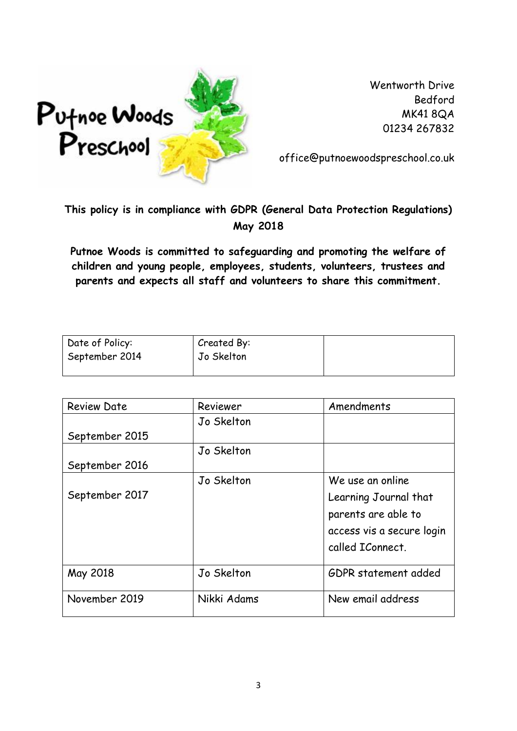Putnoe Woods Preschool

Wentworth Drive
Bedford
MK41 8QA
01234 267832

office@putnoewoodspreschool.co.uk

**This policy is in compliance with GDPR (General Data Protection Regulations) May 2018**

**Putnoe Woods is committed to safeguarding and promoting the welfare of children and young people, employees, students, volunteers, trustees and parents and expects all staff and volunteers to share this commitment.**

| Date of Policy: September 2014 | Created By: Jo Skelton | |
|---|---|---|

| Review Date | Reviewer | Amendments |
|---|---|---|
| September 2015 | Jo Skelton | |
| September 2016 | Jo Skelton | |
| September 2017 | Jo Skelton | We use an online Learning Journal that parents are able to access vis a secure login called IConnect. |
| May 2018 | Jo Skelton | GDPR statement added |
| November 2019 | Nikki Adams | New email address |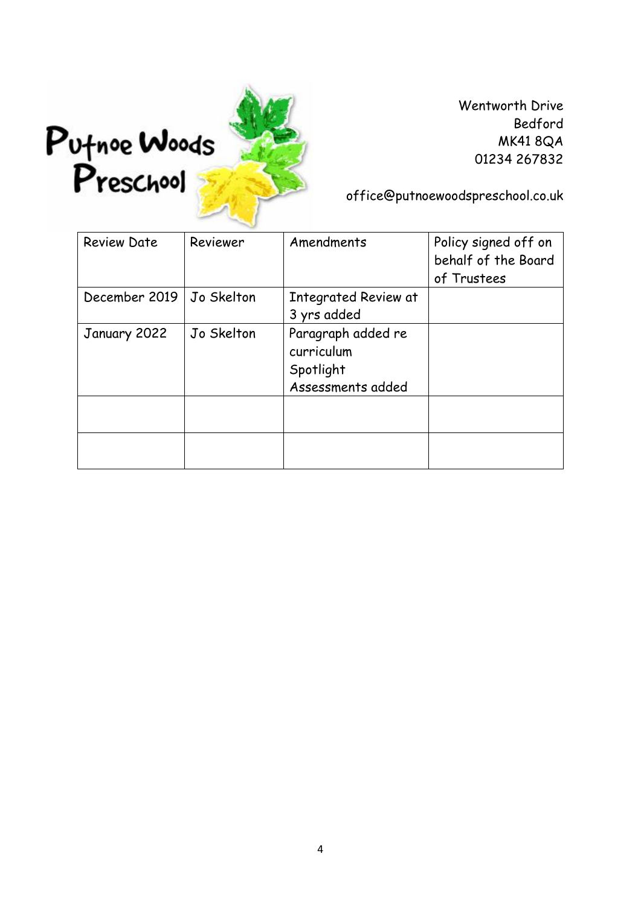Putnoe Woods Preschool

Wentworth Drive
Bedford
MK41 8QA
01234 267832

office@putnoewoodspreschool.co.uk

| Review Date | Reviewer | Amendments | Policy signed off on behalf of the Board of Trustees |
|---|---|---|---|
| December 2019 | Jo Skelton | Integrated Review at 3 yrs added | |
| January 2022 | Jo Skelton | Paragraph added re curriculum<br>Spotlight Assessments added | |
| | | | |
| | | | |